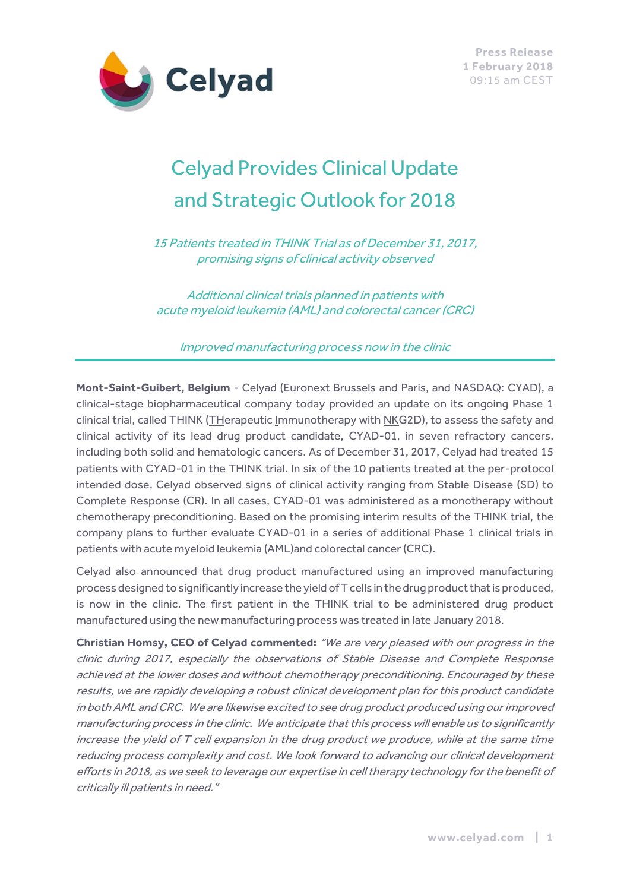Press Release
1 February 2018
09:15 am CEST

# Celyad Provides Clinical Update and Strategic Outlook for 2018

*15 Patients treated in THINK Trial as of December 31, 2017, promising signs of clinical activity observed*

*Additional clinical trials planned in patients with acute myeloid leukemia (AML) and colorectal cancer (CRC)*

*Improved manufacturing process now in the clinic*

---

**Mont-Saint-Guibert, Belgium** - Celyad (Euronext Brussels and Paris, and NASDAQ: CYAD), a clinical-stage biopharmaceutical company today provided an update on its ongoing Phase 1 clinical trial, called THINK (THerapeutic Immunotherapy with NKG2D), to assess the safety and clinical activity of its lead drug product candidate, CYAD-01, in seven refractory cancers, including both solid and hematologic cancers. As of December 31, 2017, Celyad had treated 15 patients with CYAD-01 in the THINK trial. In six of the 10 patients treated at the per-protocol intended dose, Celyad observed signs of clinical activity ranging from Stable Disease (SD) to Complete Response (CR). In all cases, CYAD-01 was administered as a monotherapy without chemotherapy preconditioning. Based on the promising interim results of the THINK trial, the company plans to further evaluate CYAD-01 in a series of additional Phase 1 clinical trials in patients with acute myeloid leukemia (AML)and colorectal cancer (CRC).

Celyad also announced that drug product manufactured using an improved manufacturing process designed to significantly increase the yield of T cells in the drug product that is produced, is now in the clinic. The first patient in the THINK trial to be administered drug product manufactured using the new manufacturing process was treated in late January 2018.

**Christian Homsy, CEO of Celyad commented:** *"We are very pleased with our progress in the clinic during 2017, especially the observations of Stable Disease and Complete Response achieved at the lower doses and without chemotherapy preconditioning. Encouraged by these results, we are rapidly developing a robust clinical development plan for this product candidate in both AML and CRC. We are likewise excited to see drug product produced using our improved manufacturing process in the clinic. We anticipate that this process will enable us to significantly increase the yield of T cell expansion in the drug product we produce, while at the same time reducing process complexity and cost. We look forward to advancing our clinical development efforts in 2018, as we seek to leverage our expertise in cell therapy technology for the benefit of critically ill patients in need."*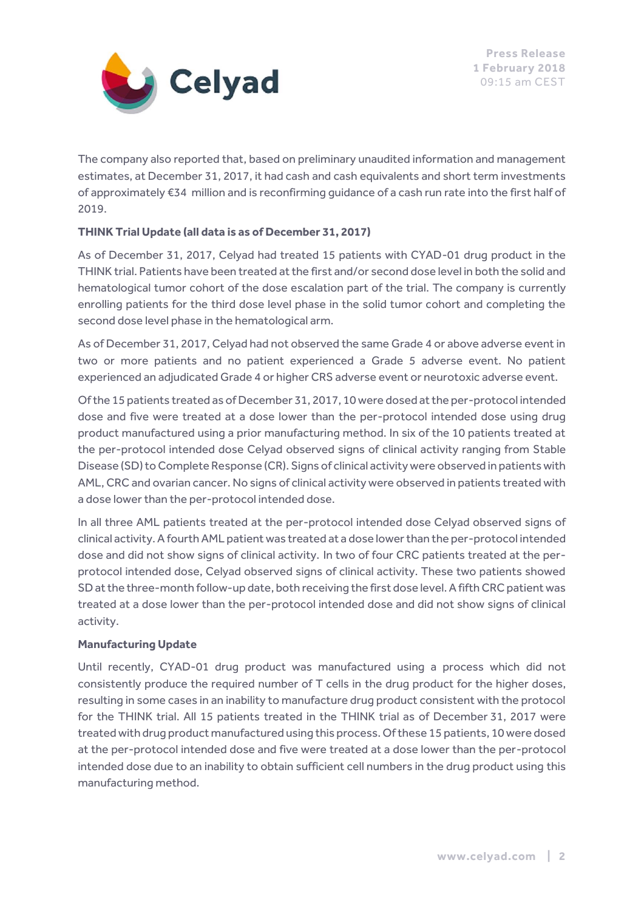The company also reported that, based on preliminary unaudited information and management estimates, at December 31, 2017, it had cash and cash equivalents and short term investments of approximately €34 million and is reconfirming guidance of a cash run rate into the first half of 2019.

**THINK Trial Update (all data is as of December 31, 2017)**

As of December 31, 2017, Celyad had treated 15 patients with CYAD-01 drug product in the THINK trial. Patients have been treated at the first and/or second dose level in both the solid and hematological tumor cohort of the dose escalation part of the trial. The company is currently enrolling patients for the third dose level phase in the solid tumor cohort and completing the second dose level phase in the hematological arm.

As of December 31, 2017, Celyad had not observed the same Grade 4 or above adverse event in two or more patients and no patient experienced a Grade 5 adverse event. No patient experienced an adjudicated Grade 4 or higher CRS adverse event or neurotoxic adverse event.

Of the 15 patients treated as of December 31, 2017, 10 were dosed at the per-protocol intended dose and five were treated at a dose lower than the per-protocol intended dose using drug product manufactured using a prior manufacturing method. In six of the 10 patients treated at the per-protocol intended dose Celyad observed signs of clinical activity ranging from Stable Disease (SD) to Complete Response (CR). Signs of clinical activity were observed in patients with AML, CRC and ovarian cancer. No signs of clinical activity were observed in patients treated with a dose lower than the per-protocol intended dose.

In all three AML patients treated at the per-protocol intended dose Celyad observed signs of clinical activity. A fourth AML patient was treated at a dose lower than the per-protocol intended dose and did not show signs of clinical activity. In two of four CRC patients treated at the per-protocol intended dose, Celyad observed signs of clinical activity. These two patients showed SD at the three-month follow-up date, both receiving the first dose level. A fifth CRC patient was treated at a dose lower than the per-protocol intended dose and did not show signs of clinical activity.

**Manufacturing Update**

Until recently, CYAD-01 drug product was manufactured using a process which did not consistently produce the required number of T cells in the drug product for the higher doses, resulting in some cases in an inability to manufacture drug product consistent with the protocol for the THINK trial. All 15 patients treated in the THINK trial as of December 31, 2017 were treated with drug product manufactured using this process. Of these 15 patients, 10 were dosed at the per-protocol intended dose and five were treated at a dose lower than the per-protocol intended dose due to an inability to obtain sufficient cell numbers in the drug product using this manufacturing method.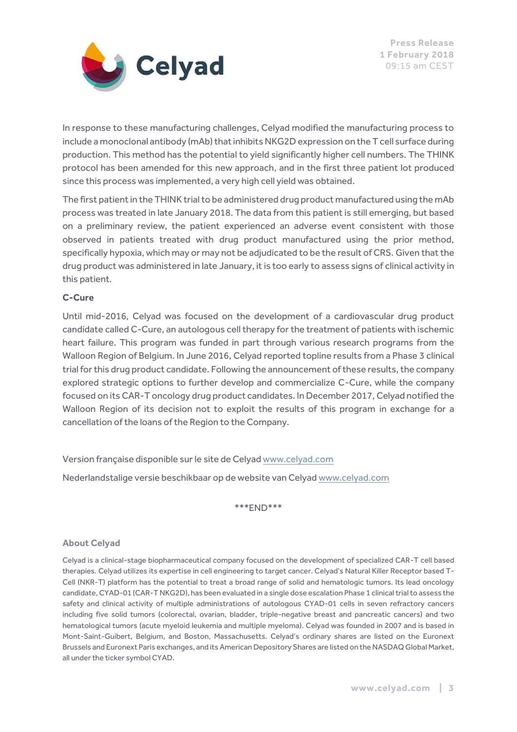In response to these manufacturing challenges, Celyad modified the manufacturing process to include a monoclonal antibody (mAb) that inhibits NKG2D expression on the T cell surface during production. This method has the potential to yield significantly higher cell numbers. The THINK protocol has been amended for this new approach, and in the first three patient lot produced since this process was implemented, a very high cell yield was obtained.

The first patient in the THINK trial to be administered drug product manufactured using the mAb process was treated in late January 2018. The data from this patient is still emerging, but based on a preliminary review, the patient experienced an adverse event consistent with those observed in patients treated with drug product manufactured using the prior method, specifically hypoxia, which may or may not be adjudicated to be the result of CRS. Given that the drug product was administered in late January, it is too early to assess signs of clinical activity in this patient.

**C-Cure**

Until mid-2016, Celyad was focused on the development of a cardiovascular drug product candidate called C-Cure, an autologous cell therapy for the treatment of patients with ischemic heart failure. This program was funded in part through various research programs from the Walloon Region of Belgium. In June 2016, Celyad reported topline results from a Phase 3 clinical trial for this drug product candidate. Following the announcement of these results, the company explored strategic options to further develop and commercialize C-Cure, while the company focused on its CAR-T oncology drug product candidates. In December 2017, Celyad notified the Walloon Region of its decision not to exploit the results of this program in exchange for a cancellation of the loans of the Region to the Company.

Version française disponible sur le site de Celyad www.celyad.com

Nederlandstalige versie beschikbaar op de website van Celyad www.celyad.com

***END***

## About Celyad

Celyad is a clinical-stage biopharmaceutical company focused on the development of specialized CAR-T cell based therapies. Celyad utilizes its expertise in cell engineering to target cancer. Celyad's Natural Killer Receptor based T-Cell (NKR-T) platform has the potential to treat a broad range of solid and hematologic tumors. Its lead oncology candidate, CYAD-01 (CAR-T NKG2D), has been evaluated in a single dose escalation Phase 1 clinical trial to assess the safety and clinical activity of multiple administrations of autologous CYAD-01 cells in seven refractory cancers including five solid tumors (colorectal, ovarian, bladder, triple-negative breast and pancreatic cancers) and two hematological tumors (acute myeloid leukemia and multiple myeloma). Celyad was founded in 2007 and is based in Mont-Saint-Guibert, Belgium, and Boston, Massachusetts. Celyad's ordinary shares are listed on the Euronext Brussels and Euronext Paris exchanges, and its American Depository Shares are listed on the NASDAQ Global Market, all under the ticker symbol CYAD.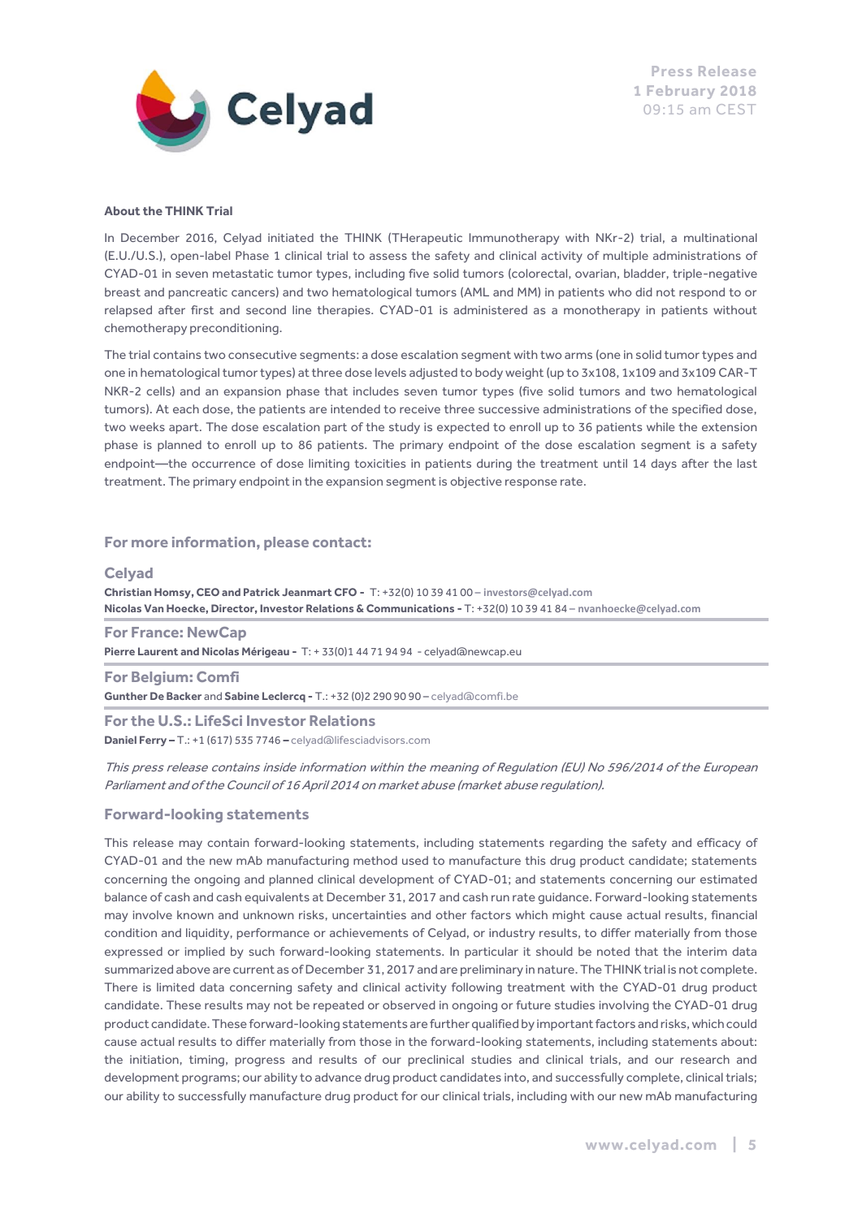**About the THINK Trial**

In December 2016, Celyad initiated the THINK (THerapeutic Immunotherapy with NKr-2) trial, a multinational (E.U./U.S.), open-label Phase 1 clinical trial to assess the safety and clinical activity of multiple administrations of CYAD-01 in seven metastatic tumor types, including five solid tumors (colorectal, ovarian, bladder, triple-negative breast and pancreatic cancers) and two hematological tumors (AML and MM) in patients who did not respond to or relapsed after first and second line therapies. CYAD-01 is administered as a monotherapy in patients without chemotherapy preconditioning.

The trial contains two consecutive segments: a dose escalation segment with two arms (one in solid tumor types and one in hematological tumor types) at three dose levels adjusted to body weight (up to 3x108, 1x109 and 3x109 CAR-T NKR-2 cells) and an expansion phase that includes seven tumor types (five solid tumors and two hematological tumors). At each dose, the patients are intended to receive three successive administrations of the specified dose, two weeks apart. The dose escalation part of the study is expected to enroll up to 36 patients while the extension phase is planned to enroll up to 86 patients. The primary endpoint of the dose escalation segment is a safety endpoint—the occurrence of dose limiting toxicities in patients during the treatment until 14 days after the last treatment. The primary endpoint in the expansion segment is objective response rate.

## For more information, please contact:

### Celyad

**Christian Homsy, CEO and Patrick Jeanmart CFO -** T: +32(0) 10 39 41 00 – investors@celyad.com
**Nicolas Van Hoecke, Director, Investor Relations & Communications -** T: +32(0) 10 39 41 84 – nvanhoecke@celyad.com

### For France: NewCap

**Pierre Laurent and Nicolas Mérigeau -** T: + 33(0)1 44 71 94 94 - celyad@newcap.eu

### For Belgium: Comfi

**Gunther De Backer** and **Sabine Leclercq -** T.: +32 (0)2 290 90 90 – celyad@comfi.be

### For the U.S.: LifeSci Investor Relations

**Daniel Ferry –** T.: +1 (617) 535 7746 **–** celyad@lifesciadvisors.com

*This press release contains inside information within the meaning of Regulation (EU) No 596/2014 of the European Parliament and of the Council of 16 April 2014 on market abuse (market abuse regulation).*

## Forward-looking statements

This release may contain forward-looking statements, including statements regarding the safety and efficacy of CYAD-01 and the new mAb manufacturing method used to manufacture this drug product candidate; statements concerning the ongoing and planned clinical development of CYAD-01; and statements concerning our estimated balance of cash and cash equivalents at December 31, 2017 and cash run rate guidance. Forward-looking statements may involve known and unknown risks, uncertainties and other factors which might cause actual results, financial condition and liquidity, performance or achievements of Celyad, or industry results, to differ materially from those expressed or implied by such forward-looking statements. In particular it should be noted that the interim data summarized above are current as of December 31, 2017 and are preliminary in nature. The THINK trial is not complete. There is limited data concerning safety and clinical activity following treatment with the CYAD-01 drug product candidate. These results may not be repeated or observed in ongoing or future studies involving the CYAD-01 drug product candidate. These forward-looking statements are further qualified by important factors and risks, which could cause actual results to differ materially from those in the forward-looking statements, including statements about: the initiation, timing, progress and results of our preclinical studies and clinical trials, and our research and development programs; our ability to advance drug product candidates into, and successfully complete, clinical trials; our ability to successfully manufacture drug product for our clinical trials, including with our new mAb manufacturing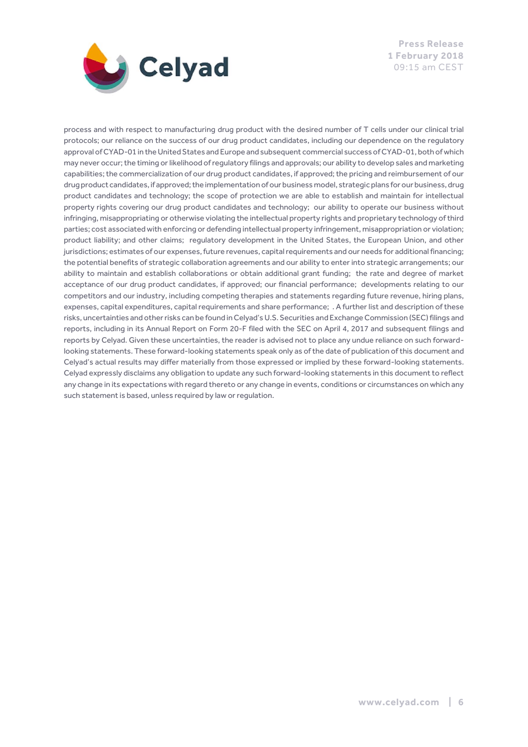process and with respect to manufacturing drug product with the desired number of T cells under our clinical trial protocols; our reliance on the success of our drug product candidates, including our dependence on the regulatory approval of CYAD-01 in the United States and Europe and subsequent commercial success of CYAD-01, both of which may never occur; the timing or likelihood of regulatory filings and approvals; our ability to develop sales and marketing capabilities; the commercialization of our drug product candidates, if approved; the pricing and reimbursement of our drug product candidates, if approved; the implementation of our business model, strategic plans for our business, drug product candidates and technology; the scope of protection we are able to establish and maintain for intellectual property rights covering our drug product candidates and technology; our ability to operate our business without infringing, misappropriating or otherwise violating the intellectual property rights and proprietary technology of third parties; cost associated with enforcing or defending intellectual property infringement, misappropriation or violation; product liability; and other claims; regulatory development in the United States, the European Union, and other jurisdictions; estimates of our expenses, future revenues, capital requirements and our needs for additional financing; the potential benefits of strategic collaboration agreements and our ability to enter into strategic arrangements; our ability to maintain and establish collaborations or obtain additional grant funding; the rate and degree of market acceptance of our drug product candidates, if approved; our financial performance; developments relating to our competitors and our industry, including competing therapies and statements regarding future revenue, hiring plans, expenses, capital expenditures, capital requirements and share performance; . A further list and description of these risks, uncertainties and other risks can be found in Celyad's U.S. Securities and Exchange Commission (SEC) filings and reports, including in its Annual Report on Form 20-F filed with the SEC on April 4, 2017 and subsequent filings and reports by Celyad. Given these uncertainties, the reader is advised not to place any undue reliance on such forward-looking statements. These forward-looking statements speak only as of the date of publication of this document and Celyad's actual results may differ materially from those expressed or implied by these forward-looking statements. Celyad expressly disclaims any obligation to update any such forward-looking statements in this document to reflect any change in its expectations with regard thereto or any change in events, conditions or circumstances on which any such statement is based, unless required by law or regulation.